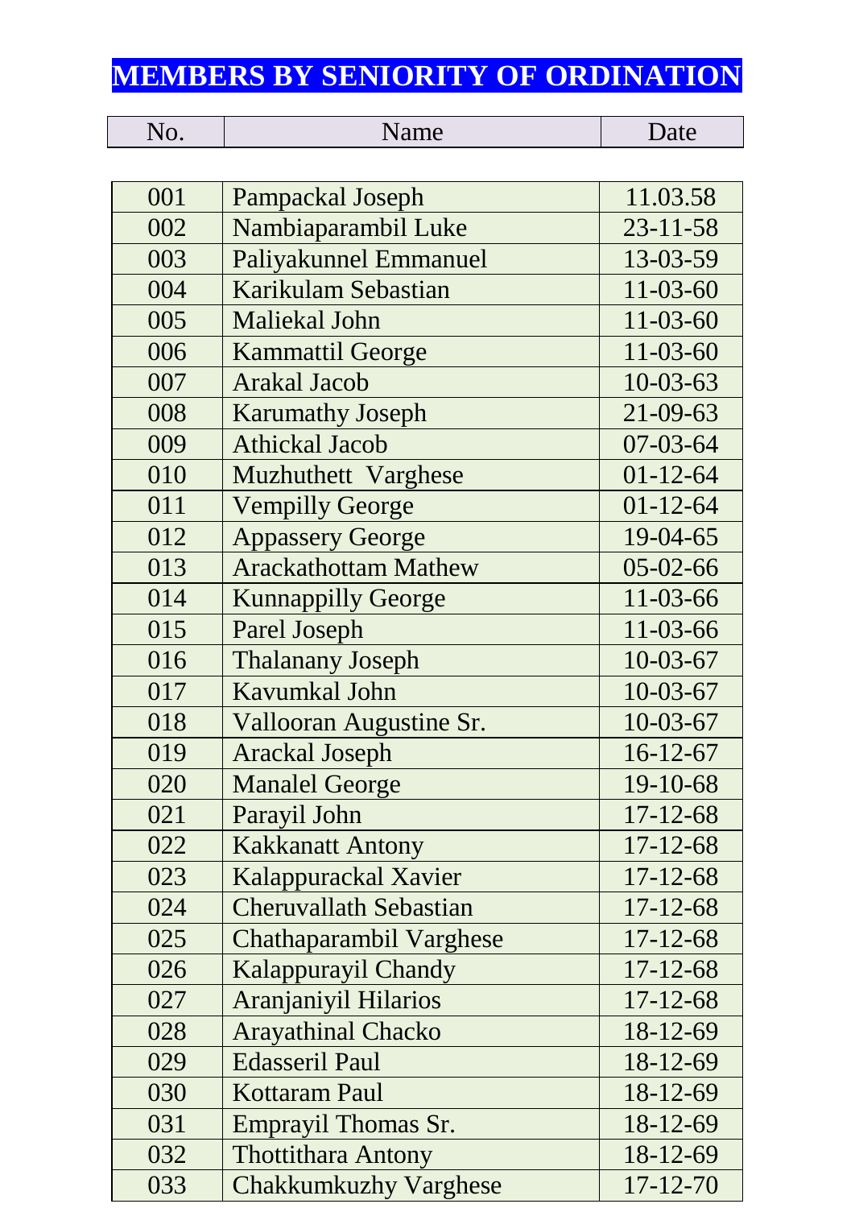# MEMBERS BY SENIORITY OF ORDINATION

| No. | Name | Date |
|---|---|---|
| 001 | Pampackal Joseph | 11.03.58 |
| 002 | Nambiaparambil Luke | 23-11-58 |
| 003 | Paliyakunnel Emmanuel | 13-03-59 |
| 004 | Karikulam Sebastian | 11-03-60 |
| 005 | Maliekal John | 11-03-60 |
| 006 | Kammattil George | 11-03-60 |
| 007 | Arakal Jacob | 10-03-63 |
| 008 | Karumathy Joseph | 21-09-63 |
| 009 | Athickal Jacob | 07-03-64 |
| 010 | Muzhuthett Varghese | 01-12-64 |
| 011 | Vempilly George | 01-12-64 |
| 012 | Appassery George | 19-04-65 |
| 013 | Arackathottam Mathew | 05-02-66 |
| 014 | Kunnappilly George | 11-03-66 |
| 015 | Parel Joseph | 11-03-66 |
| 016 | Thalanany Joseph | 10-03-67 |
| 017 | Kavumkal John | 10-03-67 |
| 018 | Vallooran Augustine Sr. | 10-03-67 |
| 019 | Arackal Joseph | 16-12-67 |
| 020 | Manalel George | 19-10-68 |
| 021 | Parayil John | 17-12-68 |
| 022 | Kakkanatt Antony | 17-12-68 |
| 023 | Kalappurackal Xavier | 17-12-68 |
| 024 | Cheruvallath Sebastian | 17-12-68 |
| 025 | Chathaparambil Varghese | 17-12-68 |
| 026 | Kalappurayil Chandy | 17-12-68 |
| 027 | Aranjaniyil Hilarios | 17-12-68 |
| 028 | Arayathinal Chacko | 18-12-69 |
| 029 | Edasseril Paul | 18-12-69 |
| 030 | Kottaram Paul | 18-12-69 |
| 031 | Emprayil Thomas Sr. | 18-12-69 |
| 032 | Thottithara Antony | 18-12-69 |
| 033 | Chakkumkuzhy Varghese | 17-12-70 |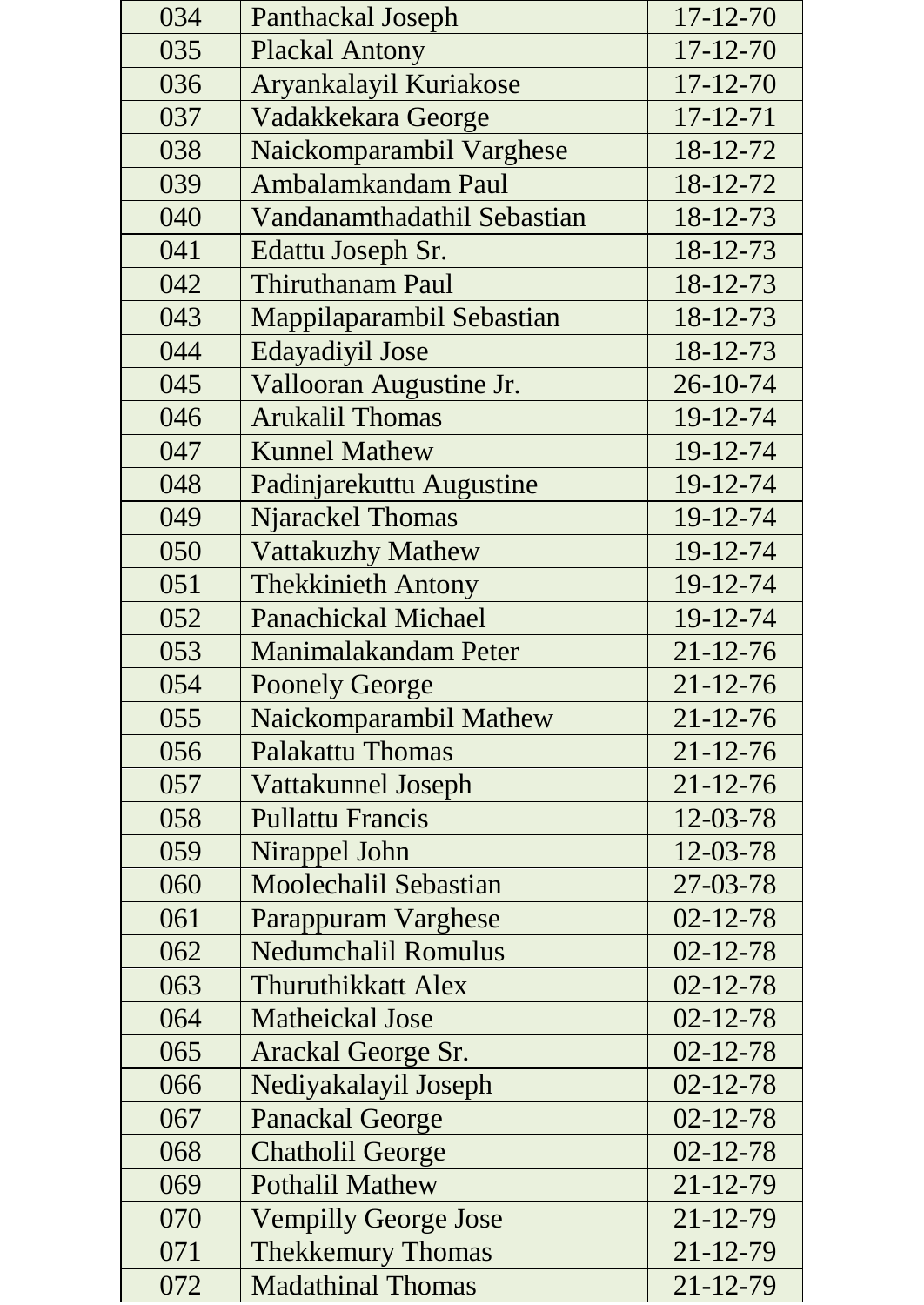| | | |
|---|---|---|
| 034 | Panthackal Joseph | 17-12-70 |
| 035 | Plackal Antony | 17-12-70 |
| 036 | Aryankalayil Kuriakose | 17-12-70 |
| 037 | Vadakkekara George | 17-12-71 |
| 038 | Naickomparambil Varghese | 18-12-72 |
| 039 | Ambalamkandam Paul | 18-12-72 |
| 040 | Vandanamthadathil Sebastian | 18-12-73 |
| 041 | Edattu Joseph Sr. | 18-12-73 |
| 042 | Thiruthanam Paul | 18-12-73 |
| 043 | Mappilaparambil Sebastian | 18-12-73 |
| 044 | Edayadiyil Jose | 18-12-73 |
| 045 | Vallooran Augustine Jr. | 26-10-74 |
| 046 | Arukalil Thomas | 19-12-74 |
| 047 | Kunnel Mathew | 19-12-74 |
| 048 | Padinjarekuttu Augustine | 19-12-74 |
| 049 | Njarackel Thomas | 19-12-74 |
| 050 | Vattakuzhy Mathew | 19-12-74 |
| 051 | Thekkinieth Antony | 19-12-74 |
| 052 | Panachickal Michael | 19-12-74 |
| 053 | Manimalakandam Peter | 21-12-76 |
| 054 | Poonely George | 21-12-76 |
| 055 | Naickomparambil Mathew | 21-12-76 |
| 056 | Palakattu Thomas | 21-12-76 |
| 057 | Vattakunnel Joseph | 21-12-76 |
| 058 | Pullattu Francis | 12-03-78 |
| 059 | Nirappel John | 12-03-78 |
| 060 | Moolechalil Sebastian | 27-03-78 |
| 061 | Parappuram Varghese | 02-12-78 |
| 062 | Nedumchalil Romulus | 02-12-78 |
| 063 | Thuruthikkatt Alex | 02-12-78 |
| 064 | Matheickal Jose | 02-12-78 |
| 065 | Arackal George Sr. | 02-12-78 |
| 066 | Nediyakalayil Joseph | 02-12-78 |
| 067 | Panackal George | 02-12-78 |
| 068 | Chatholil George | 02-12-78 |
| 069 | Pothalil Mathew | 21-12-79 |
| 070 | Vempilly George Jose | 21-12-79 |
| 071 | Thekkemury Thomas | 21-12-79 |
| 072 | Madathinal Thomas | 21-12-79 |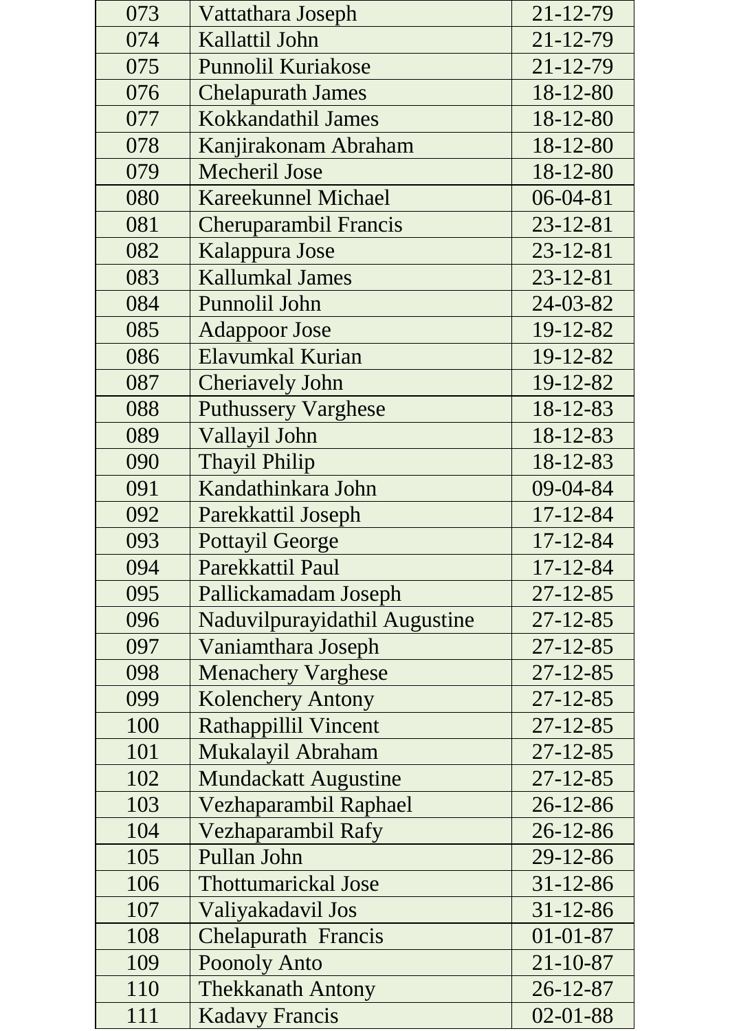| | | |
|---|---|---|
| 073 | Vattathara Joseph | 21-12-79 |
| 074 | Kallattil John | 21-12-79 |
| 075 | Punnolil Kuriakose | 21-12-79 |
| 076 | Chelapurath James | 18-12-80 |
| 077 | Kokkandathil James | 18-12-80 |
| 078 | Kanjirakonam Abraham | 18-12-80 |
| 079 | Mecheril Jose | 18-12-80 |
| 080 | Kareekunnel Michael | 06-04-81 |
| 081 | Cheruparambil Francis | 23-12-81 |
| 082 | Kalappura Jose | 23-12-81 |
| 083 | Kallumkal James | 23-12-81 |
| 084 | Punnolil John | 24-03-82 |
| 085 | Adappoor Jose | 19-12-82 |
| 086 | Elavumkal Kurian | 19-12-82 |
| 087 | Cheriavely John | 19-12-82 |
| 088 | Puthussery Varghese | 18-12-83 |
| 089 | Vallayil John | 18-12-83 |
| 090 | Thayil Philip | 18-12-83 |
| 091 | Kandathinkara John | 09-04-84 |
| 092 | Parekkattil Joseph | 17-12-84 |
| 093 | Pottayil George | 17-12-84 |
| 094 | Parekkattil Paul | 17-12-84 |
| 095 | Pallickamadam Joseph | 27-12-85 |
| 096 | Naduvilpurayidathil Augustine | 27-12-85 |
| 097 | Vaniamthara Joseph | 27-12-85 |
| 098 | Menachery Varghese | 27-12-85 |
| 099 | Kolenchery Antony | 27-12-85 |
| 100 | Rathappillil Vincent | 27-12-85 |
| 101 | Mukalayil Abraham | 27-12-85 |
| 102 | Mundackatt Augustine | 27-12-85 |
| 103 | Vezhaparambil Raphael | 26-12-86 |
| 104 | Vezhaparambil Rafy | 26-12-86 |
| 105 | Pullan John | 29-12-86 |
| 106 | Thottumarickal Jose | 31-12-86 |
| 107 | Valiyakadavil Jos | 31-12-86 |
| 108 | Chelapurath Francis | 01-01-87 |
| 109 | Poonoly Anto | 21-10-87 |
| 110 | Thekkanath Antony | 26-12-87 |
| 111 | Kadavy Francis | 02-01-88 |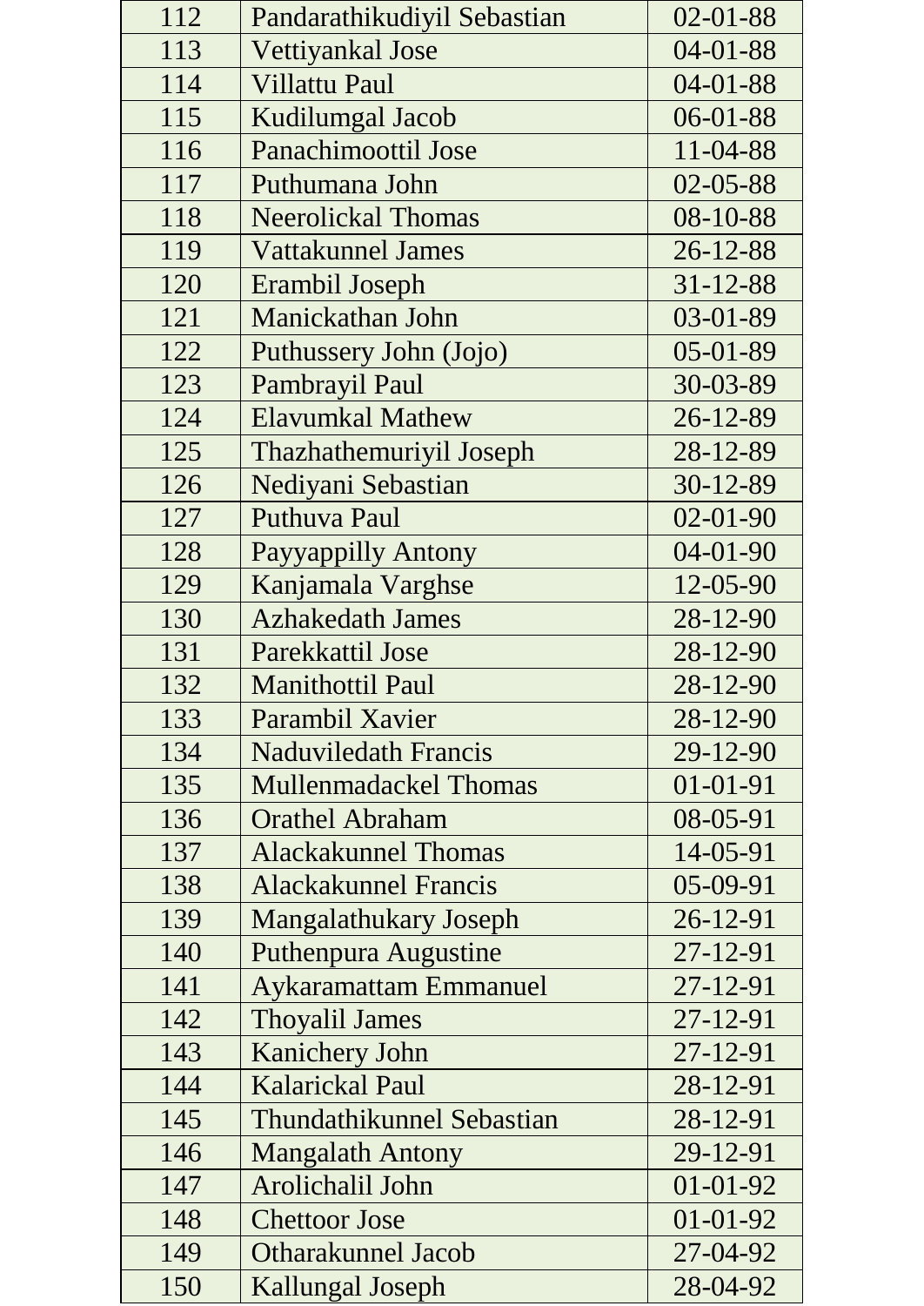| | | |
|---|---|---|
| 112 | Pandarathikudiyil Sebastian | 02-01-88 |
| 113 | Vettiyankal Jose | 04-01-88 |
| 114 | Villattu Paul | 04-01-88 |
| 115 | Kudilumgal Jacob | 06-01-88 |
| 116 | Panachimoottil Jose | 11-04-88 |
| 117 | Puthumana John | 02-05-88 |
| 118 | Neerolickal Thomas | 08-10-88 |
| 119 | Vattakunnel James | 26-12-88 |
| 120 | Erambil Joseph | 31-12-88 |
| 121 | Manickathan John | 03-01-89 |
| 122 | Puthussery John (Jojo) | 05-01-89 |
| 123 | Pambrayil Paul | 30-03-89 |
| 124 | Elavumkal Mathew | 26-12-89 |
| 125 | Thazhathemuriyil Joseph | 28-12-89 |
| 126 | Nediyani Sebastian | 30-12-89 |
| 127 | Puthuva Paul | 02-01-90 |
| 128 | Payyappilly Antony | 04-01-90 |
| 129 | Kanjamala Varghse | 12-05-90 |
| 130 | Azhakedath James | 28-12-90 |
| 131 | Parekkattil Jose | 28-12-90 |
| 132 | Manithottil Paul | 28-12-90 |
| 133 | Parambil Xavier | 28-12-90 |
| 134 | Naduviledath Francis | 29-12-90 |
| 135 | Mullenmadackel Thomas | 01-01-91 |
| 136 | Orathel Abraham | 08-05-91 |
| 137 | Alackakunnel Thomas | 14-05-91 |
| 138 | Alackakunnel Francis | 05-09-91 |
| 139 | Mangalathukary Joseph | 26-12-91 |
| 140 | Puthenpura Augustine | 27-12-91 |
| 141 | Aykaramattam Emmanuel | 27-12-91 |
| 142 | Thoyalil James | 27-12-91 |
| 143 | Kanichery John | 27-12-91 |
| 144 | Kalarickal Paul | 28-12-91 |
| 145 | Thundathikunnel Sebastian | 28-12-91 |
| 146 | Mangalath Antony | 29-12-91 |
| 147 | Arolichalil John | 01-01-92 |
| 148 | Chettoor Jose | 01-01-92 |
| 149 | Otharakunnel Jacob | 27-04-92 |
| 150 | Kallungal Joseph | 28-04-92 |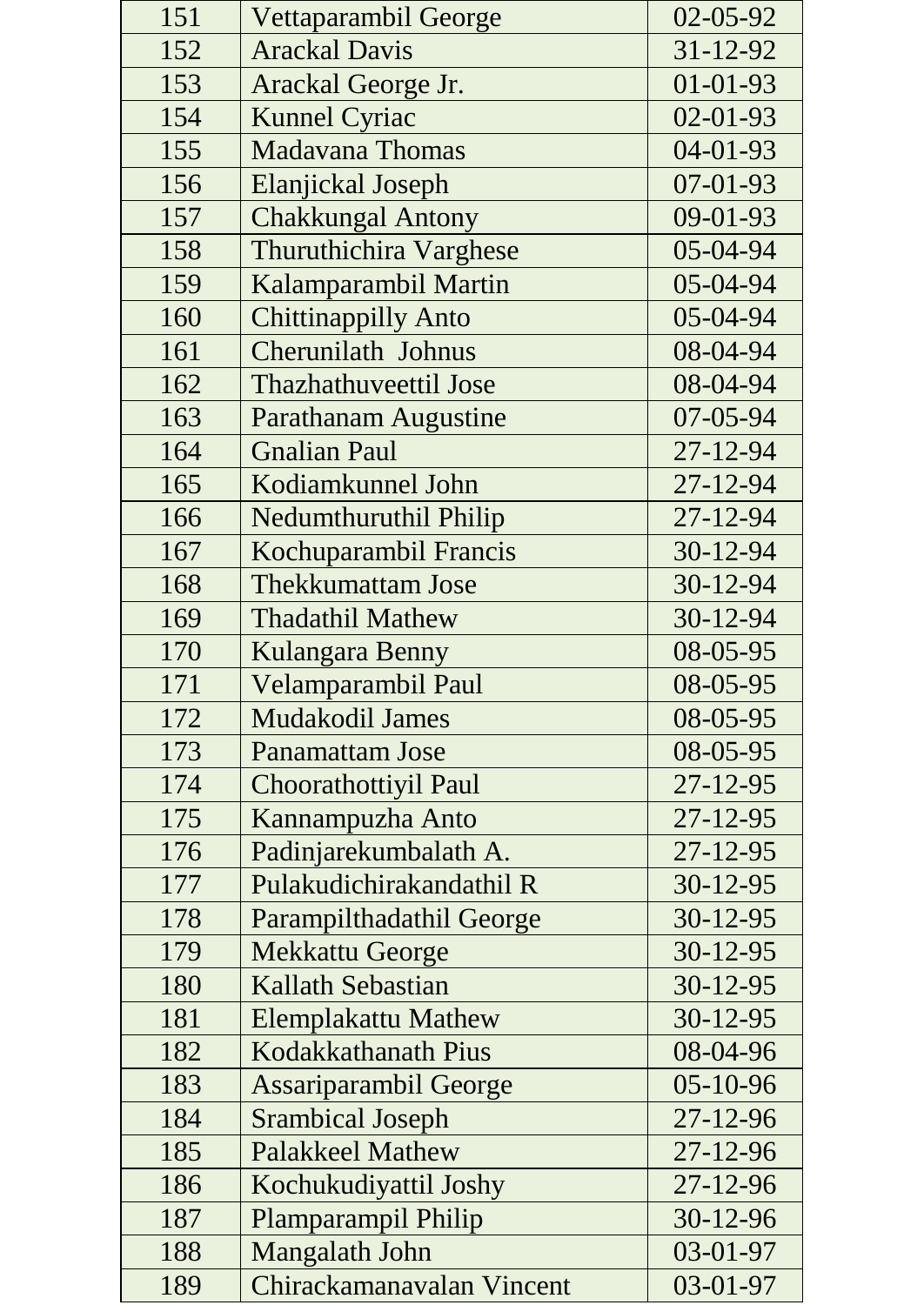| 151 | Vettaparambil George | 02-05-92 |
|---|---|---|
| 152 | Arackal Davis | 31-12-92 |
| 153 | Arackal George Jr. | 01-01-93 |
| 154 | Kunnel Cyriac | 02-01-93 |
| 155 | Madavana Thomas | 04-01-93 |
| 156 | Elanjickal Joseph | 07-01-93 |
| 157 | Chakkungal Antony | 09-01-93 |
| 158 | Thuruthichira Varghese | 05-04-94 |
| 159 | Kalamparambil Martin | 05-04-94 |
| 160 | Chittinappilly Anto | 05-04-94 |
| 161 | Cherunilath  Johnus | 08-04-94 |
| 162 | Thazhathuveettil Jose | 08-04-94 |
| 163 | Parathanam Augustine | 07-05-94 |
| 164 | Gnalian Paul | 27-12-94 |
| 165 | Kodiamkunnel John | 27-12-94 |
| 166 | Nedumthuruthil Philip | 27-12-94 |
| 167 | Kochuparambil Francis | 30-12-94 |
| 168 | Thekkumattam Jose | 30-12-94 |
| 169 | Thadathil Mathew | 30-12-94 |
| 170 | Kulangara Benny | 08-05-95 |
| 171 | Velamparambil Paul | 08-05-95 |
| 172 | Mudakodil James | 08-05-95 |
| 173 | Panamattam Jose | 08-05-95 |
| 174 | Choorathottiyil Paul | 27-12-95 |
| 175 | Kannampuzha Anto | 27-12-95 |
| 176 | Padinjarekumbalath A. | 27-12-95 |
| 177 | Pulakudichirakandathil R | 30-12-95 |
| 178 | Parampilthadathil George | 30-12-95 |
| 179 | Mekkattu George | 30-12-95 |
| 180 | Kallath Sebastian | 30-12-95 |
| 181 | Elemplakattu Mathew | 30-12-95 |
| 182 | Kodakkathanath Pius | 08-04-96 |
| 183 | Assariparambil George | 05-10-96 |
| 184 | Srambical Joseph | 27-12-96 |
| 185 | Palakkeel Mathew | 27-12-96 |
| 186 | Kochukudiyattil Joshy | 27-12-96 |
| 187 | Plamparampil Philip | 30-12-96 |
| 188 | Mangalath John | 03-01-97 |
| 189 | Chirackamanavalan Vincent | 03-01-97 |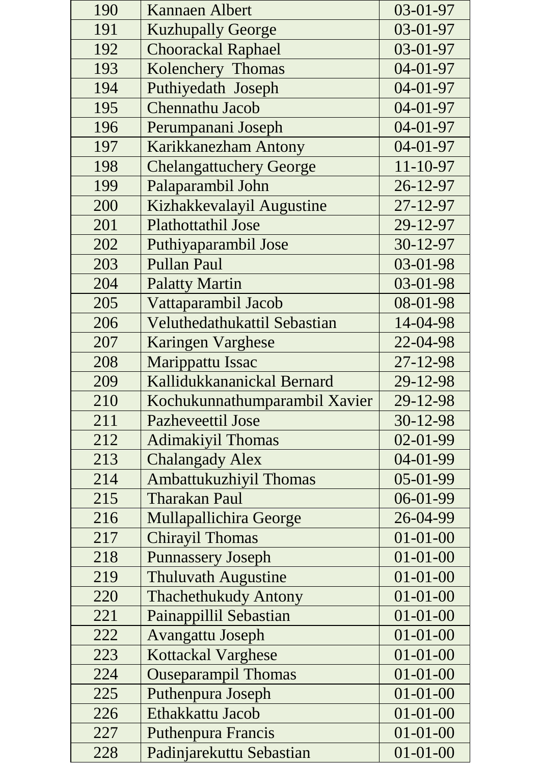| 190 | Kannaen Albert | 03-01-97 |
|---|---|---|
| 191 | Kuzhupally George | 03-01-97 |
| 192 | Choorackal Raphael | 03-01-97 |
| 193 | Kolenchery  Thomas | 04-01-97 |
| 194 | Puthiyedath  Joseph | 04-01-97 |
| 195 | Chennathu Jacob | 04-01-97 |
| 196 | Perumpanani Joseph | 04-01-97 |
| 197 | Karikkanezham Antony | 04-01-97 |
| 198 | Chelangattuchery George | 11-10-97 |
| 199 | Palaparambil John | 26-12-97 |
| 200 | Kizhakkevalayil Augustine | 27-12-97 |
| 201 | Plathottathil Jose | 29-12-97 |
| 202 | Puthiyaparambil Jose | 30-12-97 |
| 203 | Pullan Paul | 03-01-98 |
| 204 | Palatty Martin | 03-01-98 |
| 205 | Vattaparambil Jacob | 08-01-98 |
| 206 | Veluthedathukattil Sebastian | 14-04-98 |
| 207 | Karingen Varghese | 22-04-98 |
| 208 | Marippattu Issac | 27-12-98 |
| 209 | Kallidukkananickal Bernard | 29-12-98 |
| 210 | Kochukunnathumparambil Xavier | 29-12-98 |
| 211 | Pazheveettil Jose | 30-12-98 |
| 212 | Adimakiyil Thomas | 02-01-99 |
| 213 | Chalangady Alex | 04-01-99 |
| 214 | Ambattukuzhiyil Thomas | 05-01-99 |
| 215 | Tharakan Paul | 06-01-99 |
| 216 | Mullapallichira George | 26-04-99 |
| 217 | Chirayil Thomas | 01-01-00 |
| 218 | Punnassery Joseph | 01-01-00 |
| 219 | Thuluvath Augustine | 01-01-00 |
| 220 | Thachethukudy Antony | 01-01-00 |
| 221 | Painappillil Sebastian | 01-01-00 |
| 222 | Avangattu Joseph | 01-01-00 |
| 223 | Kottackal Varghese | 01-01-00 |
| 224 | Ouseparampil Thomas | 01-01-00 |
| 225 | Puthenpura Joseph | 01-01-00 |
| 226 | Ethakkattu Jacob | 01-01-00 |
| 227 | Puthenpura Francis | 01-01-00 |
| 228 | Padinjarekuttu Sebastian | 01-01-00 |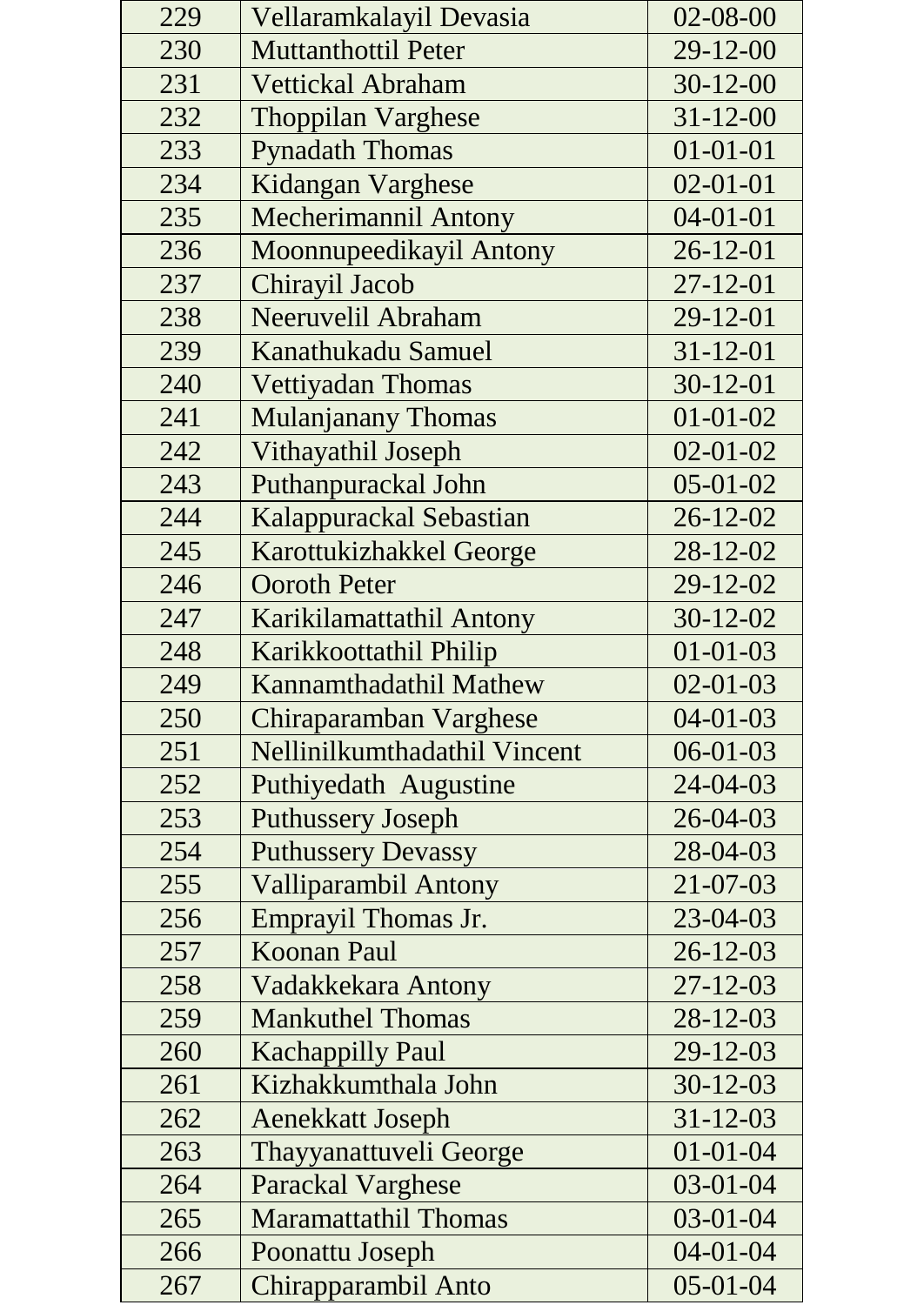| | | |
|---|---|---|
| 229 | Vellaramkalayil Devasia | 02-08-00 |
| 230 | Muttanthottil Peter | 29-12-00 |
| 231 | Vettickal Abraham | 30-12-00 |
| 232 | Thoppilan Varghese | 31-12-00 |
| 233 | Pynadath Thomas | 01-01-01 |
| 234 | Kidangan Varghese | 02-01-01 |
| 235 | Mecherimannil Antony | 04-01-01 |
| 236 | Moonnupeedikayil Antony | 26-12-01 |
| 237 | Chirayil Jacob | 27-12-01 |
| 238 | Neeruvelil Abraham | 29-12-01 |
| 239 | Kanathukadu Samuel | 31-12-01 |
| 240 | Vettiyadan Thomas | 30-12-01 |
| 241 | Mulanjanany Thomas | 01-01-02 |
| 242 | Vithayathil Joseph | 02-01-02 |
| 243 | Puthanpurackal John | 05-01-02 |
| 244 | Kalappurackal Sebastian | 26-12-02 |
| 245 | Karottukizhakkel George | 28-12-02 |
| 246 | Ooroth Peter | 29-12-02 |
| 247 | Karikilamattathil Antony | 30-12-02 |
| 248 | Karikkoottathil Philip | 01-01-03 |
| 249 | Kannamthadathil Mathew | 02-01-03 |
| 250 | Chiraparamban Varghese | 04-01-03 |
| 251 | Nellinilkumthadathil Vincent | 06-01-03 |
| 252 | Puthiyedath Augustine | 24-04-03 |
| 253 | Puthussery Joseph | 26-04-03 |
| 254 | Puthussery Devassy | 28-04-03 |
| 255 | Valliparambil Antony | 21-07-03 |
| 256 | Emprayil Thomas Jr. | 23-04-03 |
| 257 | Koonan Paul | 26-12-03 |
| 258 | Vadakkekara Antony | 27-12-03 |
| 259 | Mankuthel Thomas | 28-12-03 |
| 260 | Kachappilly Paul | 29-12-03 |
| 261 | Kizhakkumthala John | 30-12-03 |
| 262 | Aenekkatt Joseph | 31-12-03 |
| 263 | Thayyanattuveli George | 01-01-04 |
| 264 | Parackal Varghese | 03-01-04 |
| 265 | Maramattathil Thomas | 03-01-04 |
| 266 | Poonattu Joseph | 04-01-04 |
| 267 | Chirapparambil Anto | 05-01-04 |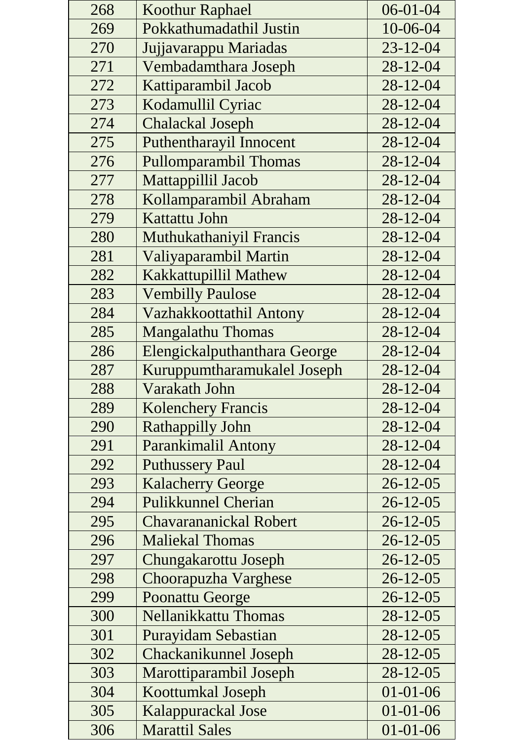| | | |
|---|---|---|
| 268 | Koothur Raphael | 06-01-04 |
| 269 | Pokkathumadathil Justin | 10-06-04 |
| 270 | Jujjavarappu Mariadas | 23-12-04 |
| 271 | Vembadamthara Joseph | 28-12-04 |
| 272 | Kattiparambil Jacob | 28-12-04 |
| 273 | Kodamullil Cyriac | 28-12-04 |
| 274 | Chalackal Joseph | 28-12-04 |
| 275 | Puthentharayil Innocent | 28-12-04 |
| 276 | Pullomparambil Thomas | 28-12-04 |
| 277 | Mattappillil Jacob | 28-12-04 |
| 278 | Kollamparambil Abraham | 28-12-04 |
| 279 | Kattattu John | 28-12-04 |
| 280 | Muthukathaniyil Francis | 28-12-04 |
| 281 | Valiyaparambil Martin | 28-12-04 |
| 282 | Kakkattupillil Mathew | 28-12-04 |
| 283 | Vembilly Paulose | 28-12-04 |
| 284 | Vazhakkoottathil Antony | 28-12-04 |
| 285 | Mangalathu Thomas | 28-12-04 |
| 286 | Elengickalputhanthara George | 28-12-04 |
| 287 | Kuruppumtharamukalel Joseph | 28-12-04 |
| 288 | Varakath John | 28-12-04 |
| 289 | Kolenchery Francis | 28-12-04 |
| 290 | Rathappilly John | 28-12-04 |
| 291 | Parankimalil Antony | 28-12-04 |
| 292 | Puthussery Paul | 28-12-04 |
| 293 | Kalacherry George | 26-12-05 |
| 294 | Pulikkunnel Cherian | 26-12-05 |
| 295 | Chavarananickal Robert | 26-12-05 |
| 296 | Maliekal Thomas | 26-12-05 |
| 297 | Chungakarottu Joseph | 26-12-05 |
| 298 | Choorapuzha Varghese | 26-12-05 |
| 299 | Poonattu George | 26-12-05 |
| 300 | Nellanikkattu Thomas | 28-12-05 |
| 301 | Purayidam Sebastian | 28-12-05 |
| 302 | Chackanikunnel Joseph | 28-12-05 |
| 303 | Marottiparambil Joseph | 28-12-05 |
| 304 | Koottumkal Joseph | 01-01-06 |
| 305 | Kalappurackal Jose | 01-01-06 |
| 306 | Marattil Sales | 01-01-06 |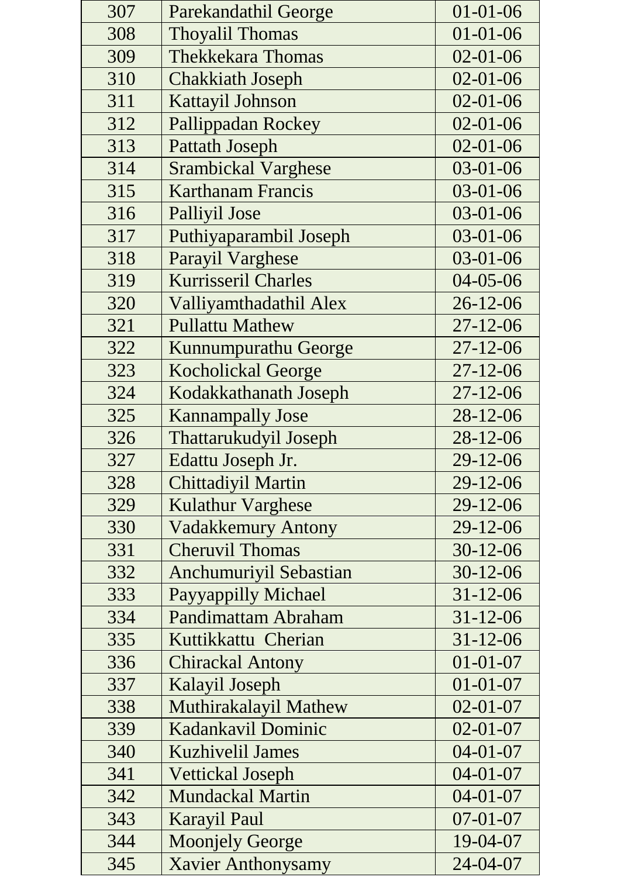| | | |
|---|---|---|
| 307 | Parekandathil George | 01-01-06 |
| 308 | Thoyalil Thomas | 01-01-06 |
| 309 | Thekkekara Thomas | 02-01-06 |
| 310 | Chakkiath Joseph | 02-01-06 |
| 311 | Kattayil Johnson | 02-01-06 |
| 312 | Pallippadan Rockey | 02-01-06 |
| 313 | Pattath Joseph | 02-01-06 |
| 314 | Srambickal Varghese | 03-01-06 |
| 315 | Karthanam Francis | 03-01-06 |
| 316 | Palliyil Jose | 03-01-06 |
| 317 | Puthiyaparambil Joseph | 03-01-06 |
| 318 | Parayil Varghese | 03-01-06 |
| 319 | Kurrisseril Charles | 04-05-06 |
| 320 | Valliyamthadathil Alex | 26-12-06 |
| 321 | Pullattu Mathew | 27-12-06 |
| 322 | Kunnumpurathu George | 27-12-06 |
| 323 | Kocholickal George | 27-12-06 |
| 324 | Kodakkathanath Joseph | 27-12-06 |
| 325 | Kannampally Jose | 28-12-06 |
| 326 | Thattarukudyil Joseph | 28-12-06 |
| 327 | Edattu Joseph Jr. | 29-12-06 |
| 328 | Chittadiyil Martin | 29-12-06 |
| 329 | Kulathur Varghese | 29-12-06 |
| 330 | Vadakkemury Antony | 29-12-06 |
| 331 | Cheruvil Thomas | 30-12-06 |
| 332 | Anchumuriyil Sebastian | 30-12-06 |
| 333 | Payyappilly Michael | 31-12-06 |
| 334 | Pandimattam Abraham | 31-12-06 |
| 335 | Kuttikkattu Cherian | 31-12-06 |
| 336 | Chirackal Antony | 01-01-07 |
| 337 | Kalayil Joseph | 01-01-07 |
| 338 | Muthirakalayil Mathew | 02-01-07 |
| 339 | Kadankavil Dominic | 02-01-07 |
| 340 | Kuzhivelil James | 04-01-07 |
| 341 | Vettickal Joseph | 04-01-07 |
| 342 | Mundackal Martin | 04-01-07 |
| 343 | Karayil Paul | 07-01-07 |
| 344 | Moonjely George | 19-04-07 |
| 345 | Xavier Anthonysamy | 24-04-07 |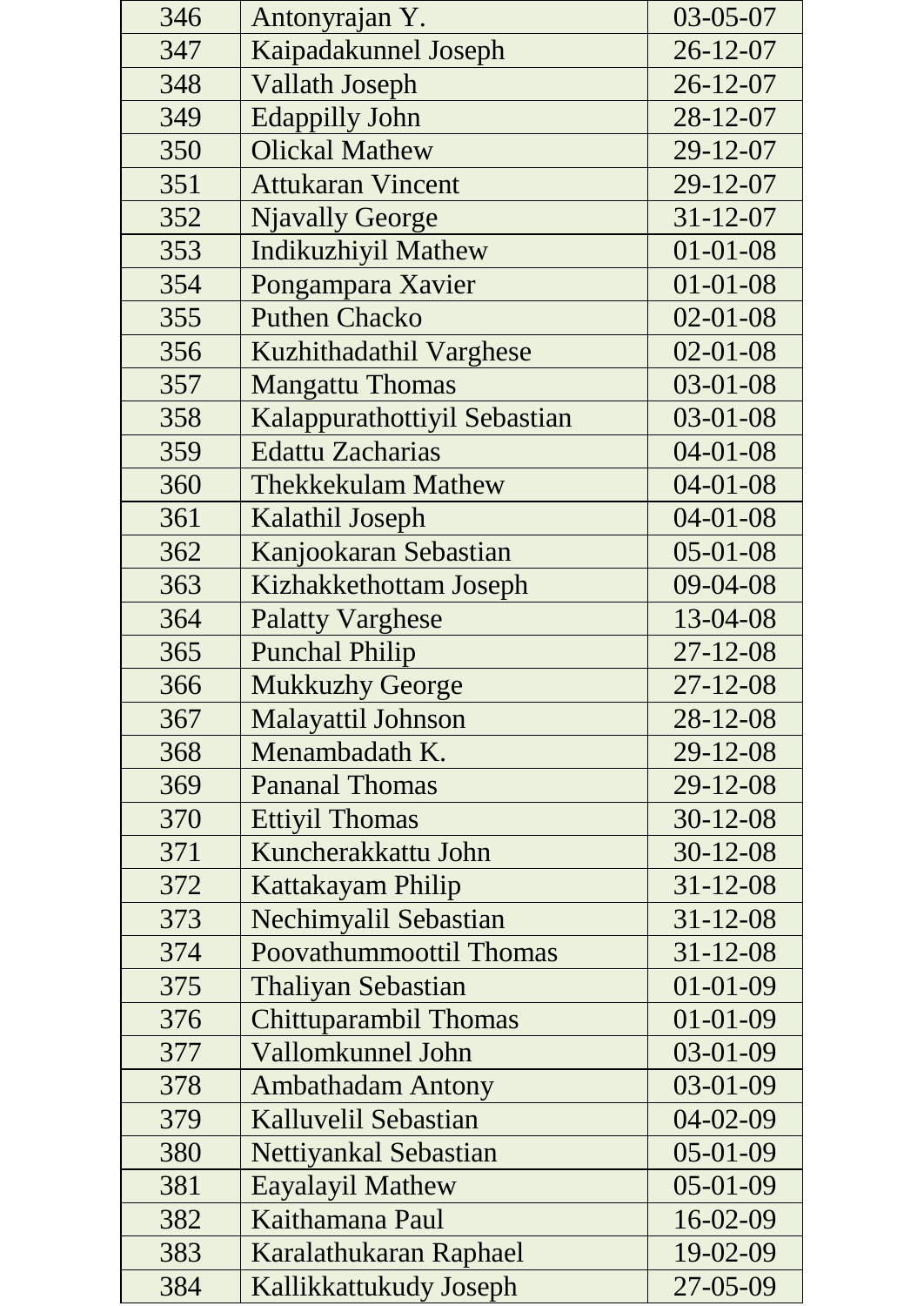| 346 | Antonyrajan Y. | 03-05-07 |
|---|---|---|
| 347 | Kaipadakunnel Joseph | 26-12-07 |
| 348 | Vallath Joseph | 26-12-07 |
| 349 | Edappilly John | 28-12-07 |
| 350 | Olickal Mathew | 29-12-07 |
| 351 | Attukaran Vincent | 29-12-07 |
| 352 | Njavally George | 31-12-07 |
| 353 | Indikuzhiyil Mathew | 01-01-08 |
| 354 | Pongampara Xavier | 01-01-08 |
| 355 | Puthen Chacko | 02-01-08 |
| 356 | Kuzhithadathil Varghese | 02-01-08 |
| 357 | Mangattu Thomas | 03-01-08 |
| 358 | Kalappurathottiyil Sebastian | 03-01-08 |
| 359 | Edattu Zacharias | 04-01-08 |
| 360 | Thekkekulam Mathew | 04-01-08 |
| 361 | Kalathil Joseph | 04-01-08 |
| 362 | Kanjookaran Sebastian | 05-01-08 |
| 363 | Kizhakkethottam Joseph | 09-04-08 |
| 364 | Palatty Varghese | 13-04-08 |
| 365 | Punchal Philip | 27-12-08 |
| 366 | Mukkuzhy George | 27-12-08 |
| 367 | Malayattil Johnson | 28-12-08 |
| 368 | Menambadath K. | 29-12-08 |
| 369 | Pananal Thomas | 29-12-08 |
| 370 | Ettiyil Thomas | 30-12-08 |
| 371 | Kuncherakkattu John | 30-12-08 |
| 372 | Kattakayam Philip | 31-12-08 |
| 373 | Nechimyalil Sebastian | 31-12-08 |
| 374 | Poovathummoottil Thomas | 31-12-08 |
| 375 | Thaliyan Sebastian | 01-01-09 |
| 376 | Chittuparambil Thomas | 01-01-09 |
| 377 | Vallomkunnel John | 03-01-09 |
| 378 | Ambathadam Antony | 03-01-09 |
| 379 | Kalluvelil Sebastian | 04-02-09 |
| 380 | Nettiyankal Sebastian | 05-01-09 |
| 381 | Eayalayil Mathew | 05-01-09 |
| 382 | Kaithamana Paul | 16-02-09 |
| 383 | Karalathukaran Raphael | 19-02-09 |
| 384 | Kallikkattukudy Joseph | 27-05-09 |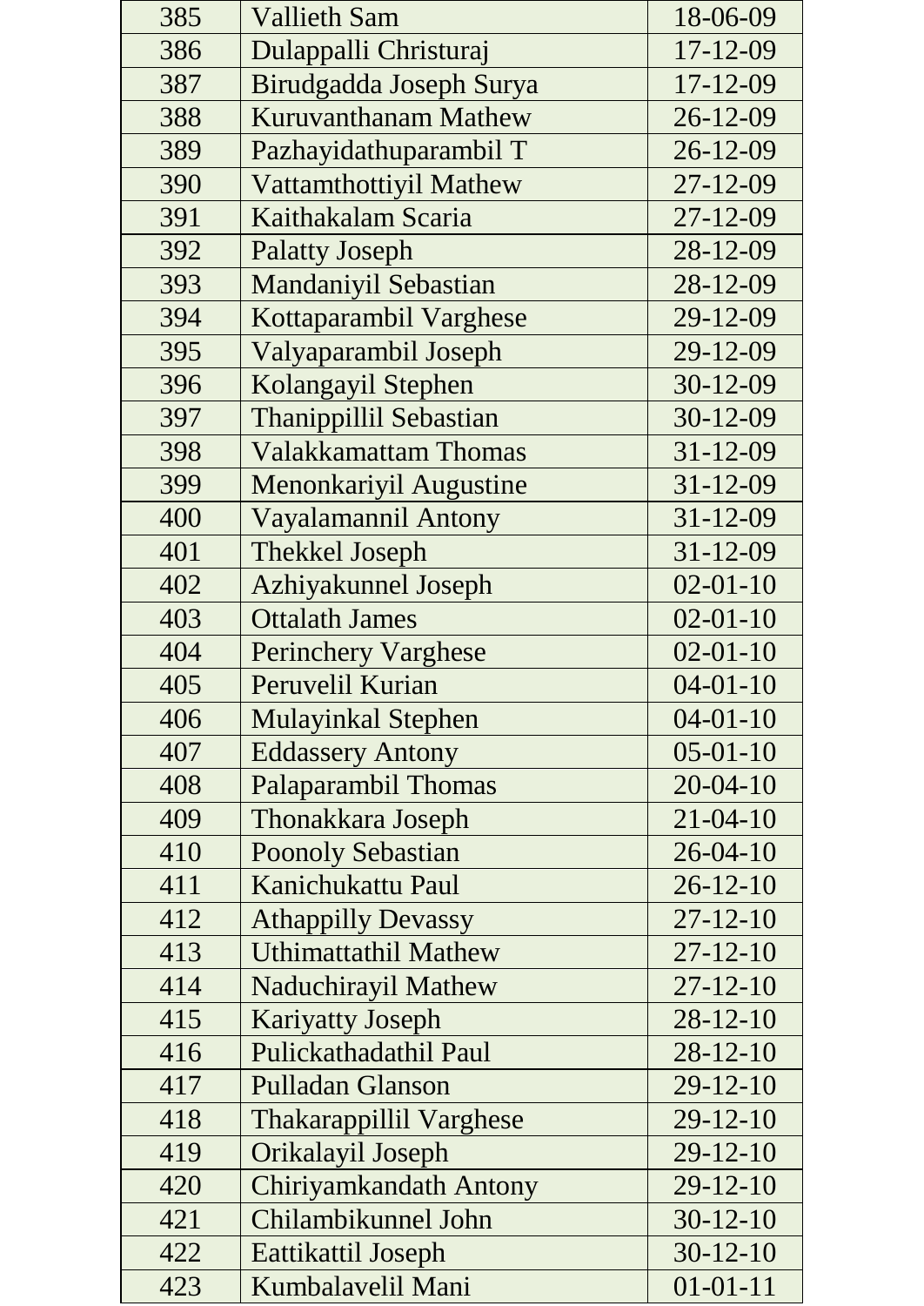| 385 | Vallieth Sam | 18-06-09 |
|---|---|---|
| 386 | Dulappalli Christuraj | 17-12-09 |
| 387 | Birudgadda Joseph Surya | 17-12-09 |
| 388 | Kuruvanthanam Mathew | 26-12-09 |
| 389 | Pazhayidathuparambil T | 26-12-09 |
| 390 | Vattamthottiyil Mathew | 27-12-09 |
| 391 | Kaithakalam Scaria | 27-12-09 |
| 392 | Palatty Joseph | 28-12-09 |
| 393 | Mandaniyil Sebastian | 28-12-09 |
| 394 | Kottaparambil Varghese | 29-12-09 |
| 395 | Valyaparambil Joseph | 29-12-09 |
| 396 | Kolangayil Stephen | 30-12-09 |
| 397 | Thanippillil Sebastian | 30-12-09 |
| 398 | Valakkamattam Thomas | 31-12-09 |
| 399 | Menonkariyil Augustine | 31-12-09 |
| 400 | Vayalamannil Antony | 31-12-09 |
| 401 | Thekkel Joseph | 31-12-09 |
| 402 | Azhiyakunnel Joseph | 02-01-10 |
| 403 | Ottalath James | 02-01-10 |
| 404 | Perinchery Varghese | 02-01-10 |
| 405 | Peruvelil Kurian | 04-01-10 |
| 406 | Mulayinkal Stephen | 04-01-10 |
| 407 | Eddassery Antony | 05-01-10 |
| 408 | Palaparambil Thomas | 20-04-10 |
| 409 | Thonakkara Joseph | 21-04-10 |
| 410 | Poonoly Sebastian | 26-04-10 |
| 411 | Kanichukattu Paul | 26-12-10 |
| 412 | Athappilly Devassy | 27-12-10 |
| 413 | Uthimattathil Mathew | 27-12-10 |
| 414 | Naduchirayil Mathew | 27-12-10 |
| 415 | Kariyatty Joseph | 28-12-10 |
| 416 | Pulickathadathil Paul | 28-12-10 |
| 417 | Pulladan Glanson | 29-12-10 |
| 418 | Thakarappillil Varghese | 29-12-10 |
| 419 | Orikalayil Joseph | 29-12-10 |
| 420 | Chiriyamkandath Antony | 29-12-10 |
| 421 | Chilambikunnel John | 30-12-10 |
| 422 | Eattikattil Joseph | 30-12-10 |
| 423 | Kumbalavelil Mani | 01-01-11 |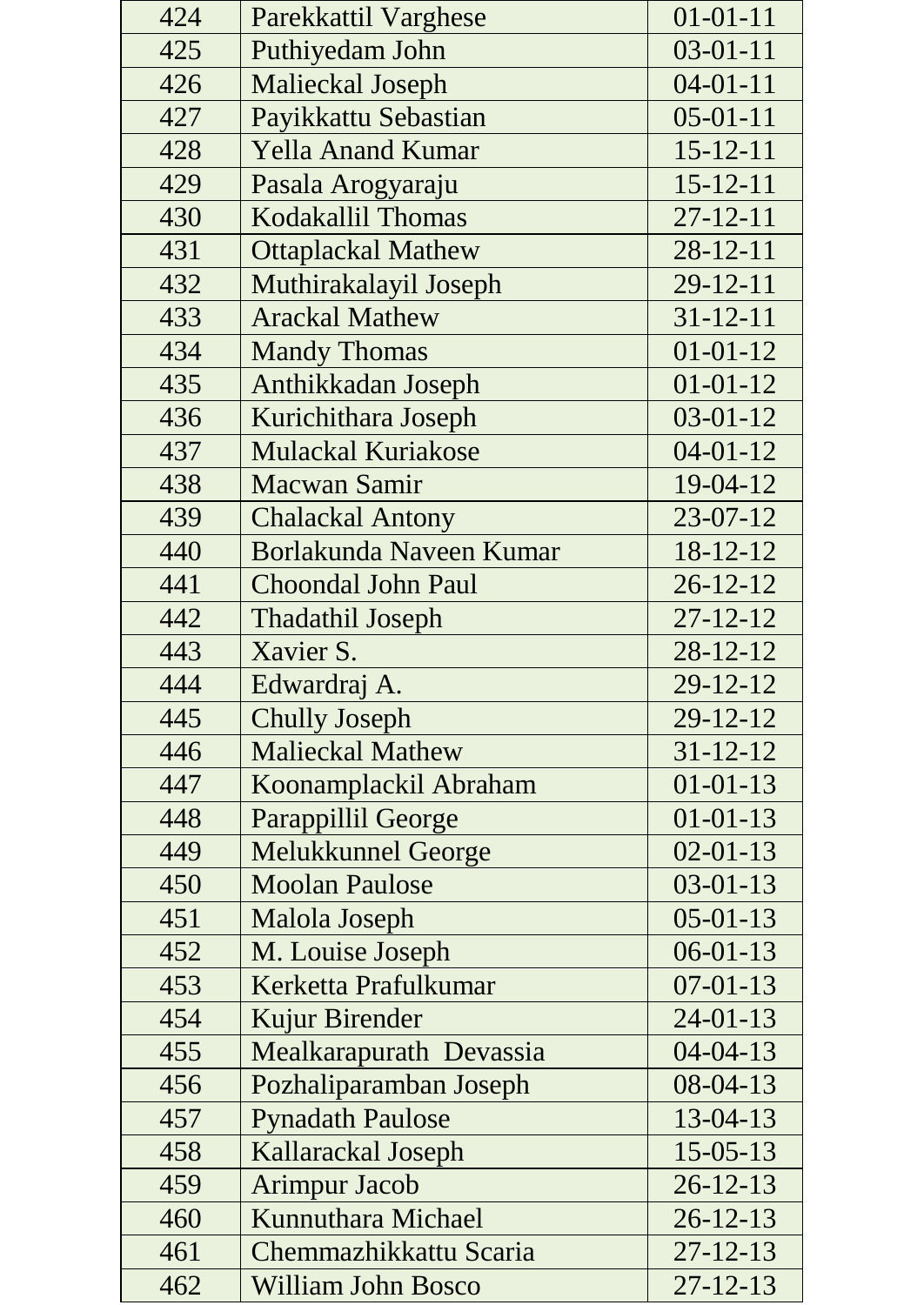| 424 | Parekkattil Varghese | 01-01-11 |
|---|---|---|
| 425 | Puthiyedam John | 03-01-11 |
| 426 | Malieckal Joseph | 04-01-11 |
| 427 | Payikkattu Sebastian | 05-01-11 |
| 428 | Yella Anand Kumar | 15-12-11 |
| 429 | Pasala Arogyaraju | 15-12-11 |
| 430 | Kodakallil Thomas | 27-12-11 |
| 431 | Ottaplackal Mathew | 28-12-11 |
| 432 | Muthirakalayil Joseph | 29-12-11 |
| 433 | Arackal Mathew | 31-12-11 |
| 434 | Mandy Thomas | 01-01-12 |
| 435 | Anthikkadan Joseph | 01-01-12 |
| 436 | Kurichithara Joseph | 03-01-12 |
| 437 | Mulackal Kuriakose | 04-01-12 |
| 438 | Macwan Samir | 19-04-12 |
| 439 | Chalackal Antony | 23-07-12 |
| 440 | Borlakunda Naveen Kumar | 18-12-12 |
| 441 | Choondal John Paul | 26-12-12 |
| 442 | Thadathil Joseph | 27-12-12 |
| 443 | Xavier S. | 28-12-12 |
| 444 | Edwardraj A. | 29-12-12 |
| 445 | Chully Joseph | 29-12-12 |
| 446 | Malieckal Mathew | 31-12-12 |
| 447 | Koonamplackil Abraham | 01-01-13 |
| 448 | Parappillil George | 01-01-13 |
| 449 | Melukkunnel George | 02-01-13 |
| 450 | Moolan Paulose | 03-01-13 |
| 451 | Malola Joseph | 05-01-13 |
| 452 | M. Louise Joseph | 06-01-13 |
| 453 | Kerketta Prafulkumar | 07-01-13 |
| 454 | Kujur Birender | 24-01-13 |
| 455 | Mealkarapurath Devassia | 04-04-13 |
| 456 | Pozhaliparamban Joseph | 08-04-13 |
| 457 | Pynadath Paulose | 13-04-13 |
| 458 | Kallarackal Joseph | 15-05-13 |
| 459 | Arimpur Jacob | 26-12-13 |
| 460 | Kunnuthara Michael | 26-12-13 |
| 461 | Chemmazhikkattu Scaria | 27-12-13 |
| 462 | William John Bosco | 27-12-13 |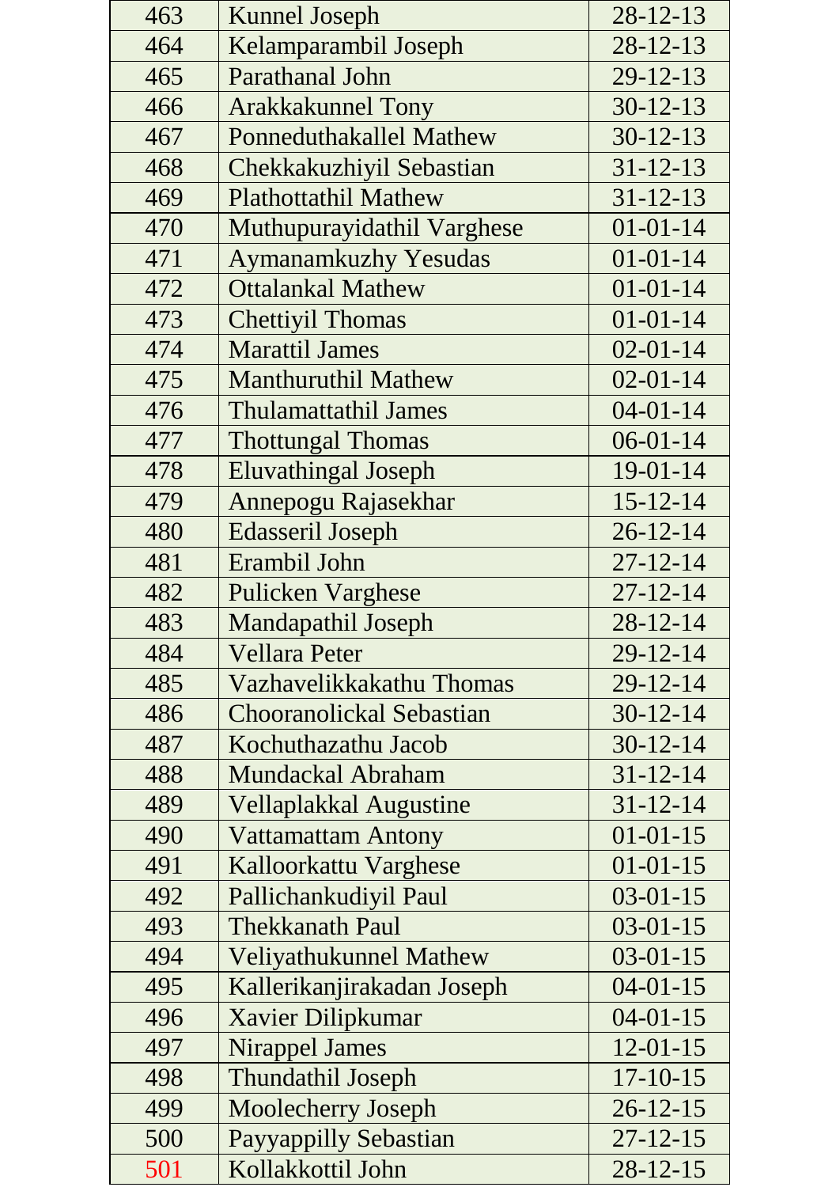| | | |
|---|---|---|
| 463 | Kunnel Joseph | 28-12-13 |
| 464 | Kelamparambil Joseph | 28-12-13 |
| 465 | Parathanal John | 29-12-13 |
| 466 | Arakkakunnel Tony | 30-12-13 |
| 467 | Ponneduthakallel Mathew | 30-12-13 |
| 468 | Chekkakuzhiyil Sebastian | 31-12-13 |
| 469 | Plathottathil Mathew | 31-12-13 |
| 470 | Muthupurayidathil Varghese | 01-01-14 |
| 471 | Aymanamkuzhy Yesudas | 01-01-14 |
| 472 | Ottalankal Mathew | 01-01-14 |
| 473 | Chettiyil Thomas | 01-01-14 |
| 474 | Marattil James | 02-01-14 |
| 475 | Manthuruthil Mathew | 02-01-14 |
| 476 | Thulamattathil James | 04-01-14 |
| 477 | Thottungal Thomas | 06-01-14 |
| 478 | Eluvathingal Joseph | 19-01-14 |
| 479 | Annepogu Rajasekhar | 15-12-14 |
| 480 | Edasseril Joseph | 26-12-14 |
| 481 | Erambil John | 27-12-14 |
| 482 | Pulicken Varghese | 27-12-14 |
| 483 | Mandapathil Joseph | 28-12-14 |
| 484 | Vellara Peter | 29-12-14 |
| 485 | Vazhavelikkakathu Thomas | 29-12-14 |
| 486 | Chooranolickal Sebastian | 30-12-14 |
| 487 | Kochuthazathu Jacob | 30-12-14 |
| 488 | Mundackal Abraham | 31-12-14 |
| 489 | Vellaplakkal Augustine | 31-12-14 |
| 490 | Vattamattam Antony | 01-01-15 |
| 491 | Kalloorkattu Varghese | 01-01-15 |
| 492 | Pallichankudiyil Paul | 03-01-15 |
| 493 | Thekkanath Paul | 03-01-15 |
| 494 | Veliyathukunnel Mathew | 03-01-15 |
| 495 | Kallerikanjirakadan Joseph | 04-01-15 |
| 496 | Xavier Dilipkumar | 04-01-15 |
| 497 | Nirappel James | 12-01-15 |
| 498 | Thundathil Joseph | 17-10-15 |
| 499 | Moolecherry Joseph | 26-12-15 |
| 500 | Payyappilly Sebastian | 27-12-15 |
| 501 | Kollakkottil John | 28-12-15 |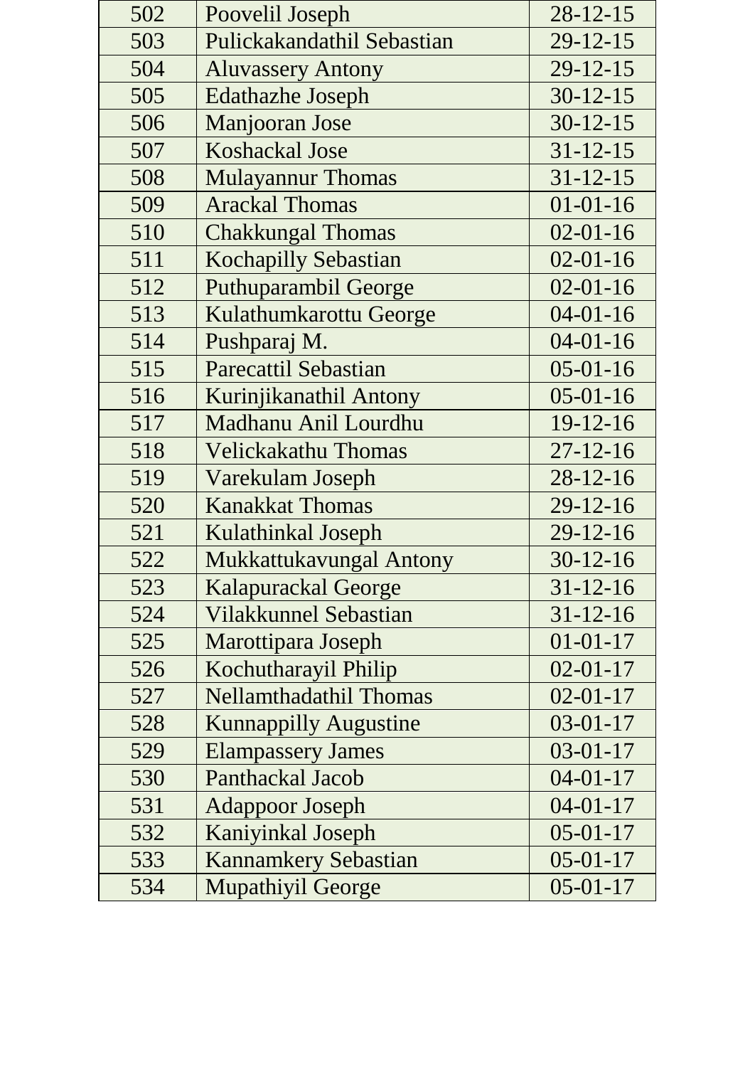| | | |
|---|---|---|
| 502 | Poovelil Joseph | 28-12-15 |
| 503 | Pulickakandathil Sebastian | 29-12-15 |
| 504 | Aluvassery Antony | 29-12-15 |
| 505 | Edathazhe Joseph | 30-12-15 |
| 506 | Manjooran Jose | 30-12-15 |
| 507 | Koshackal Jose | 31-12-15 |
| 508 | Mulayannur Thomas | 31-12-15 |
| 509 | Arackal Thomas | 01-01-16 |
| 510 | Chakkungal Thomas | 02-01-16 |
| 511 | Kochapilly Sebastian | 02-01-16 |
| 512 | Puthuparambil George | 02-01-16 |
| 513 | Kulathumkarottu George | 04-01-16 |
| 514 | Pushparaj M. | 04-01-16 |
| 515 | Parecattil Sebastian | 05-01-16 |
| 516 | Kurinjikanathil Antony | 05-01-16 |
| 517 | Madhanu Anil Lourdhu | 19-12-16 |
| 518 | Velickakathu Thomas | 27-12-16 |
| 519 | Varekulam Joseph | 28-12-16 |
| 520 | Kanakkat Thomas | 29-12-16 |
| 521 | Kulathinkal Joseph | 29-12-16 |
| 522 | Mukkattukavungal Antony | 30-12-16 |
| 523 | Kalapurackal George | 31-12-16 |
| 524 | Vilakkunnel Sebastian | 31-12-16 |
| 525 | Marottipara Joseph | 01-01-17 |
| 526 | Kochutharayil Philip | 02-01-17 |
| 527 | Nellamthadathil Thomas | 02-01-17 |
| 528 | Kunnappilly Augustine | 03-01-17 |
| 529 | Elampassery James | 03-01-17 |
| 530 | Panthackal Jacob | 04-01-17 |
| 531 | Adappoor Joseph | 04-01-17 |
| 532 | Kaniyinkal Joseph | 05-01-17 |
| 533 | Kannamkery Sebastian | 05-01-17 |
| 534 | Mupathiyil George | 05-01-17 |